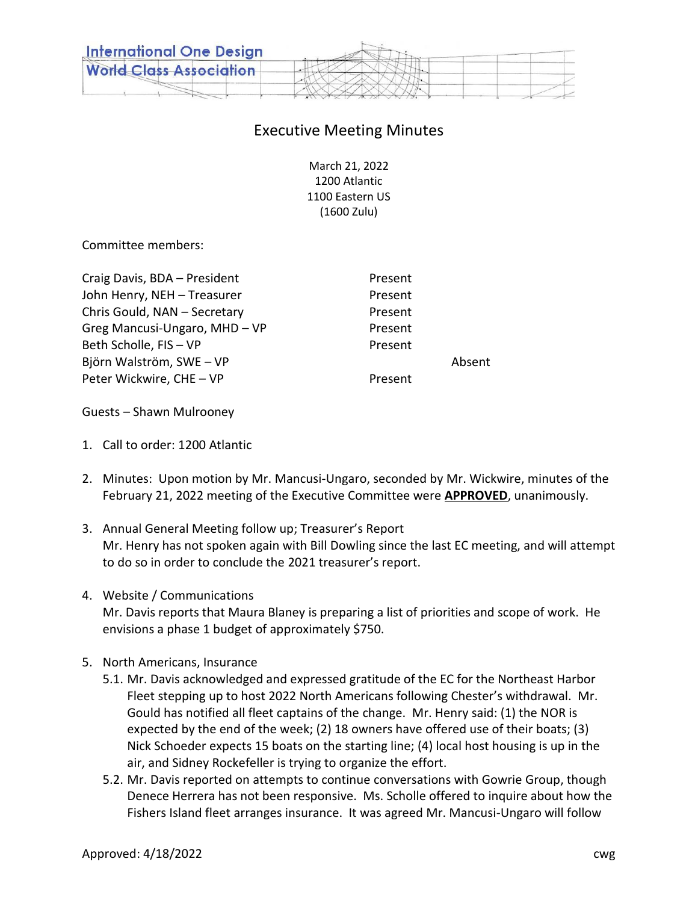International One Design
World Class Association

# Executive Meeting Minutes

March 21, 2022
1200 Atlantic
1100 Eastern US
(1600 Zulu)

Committee members:

| | | |
|---|---|---|
| Craig Davis, BDA – President | Present | |
| John Henry, NEH – Treasurer | Present | |
| Chris Gould, NAN – Secretary | Present | |
| Greg Mancusi-Ungaro, MHD – VP | Present | |
| Beth Scholle, FIS – VP | Present | |
| Björn Walström, SWE – VP | | Absent |
| Peter Wickwire, CHE – VP | Present | |

Guests – Shawn Mulrooney

1. Call to order: 1200 Atlantic

2. Minutes: Upon motion by Mr. Mancusi-Ungaro, seconded by Mr. Wickwire, minutes of the February 21, 2022 meeting of the Executive Committee were **APPROVED**, unanimously.

3. Annual General Meeting follow up; Treasurer's Report
   Mr. Henry has not spoken again with Bill Dowling since the last EC meeting, and will attempt to do so in order to conclude the 2021 treasurer's report.

4. Website / Communications
   Mr. Davis reports that Maura Blaney is preparing a list of priorities and scope of work. He envisions a phase 1 budget of approximately $750.

5. North Americans, Insurance
   5.1. Mr. Davis acknowledged and expressed gratitude of the EC for the Northeast Harbor Fleet stepping up to host 2022 North Americans following Chester's withdrawal. Mr. Gould has notified all fleet captains of the change. Mr. Henry said: (1) the NOR is expected by the end of the week; (2) 18 owners have offered use of their boats; (3) Nick Schoeder expects 15 boats on the starting line; (4) local host housing is up in the air, and Sidney Rockefeller is trying to organize the effort.
   5.2. Mr. Davis reported on attempts to continue conversations with Gowrie Group, though Denece Herrera has not been responsive. Ms. Scholle offered to inquire about how the Fishers Island fleet arranges insurance. It was agreed Mr. Mancusi-Ungaro will follow

Approved: 4/18/2022 cwg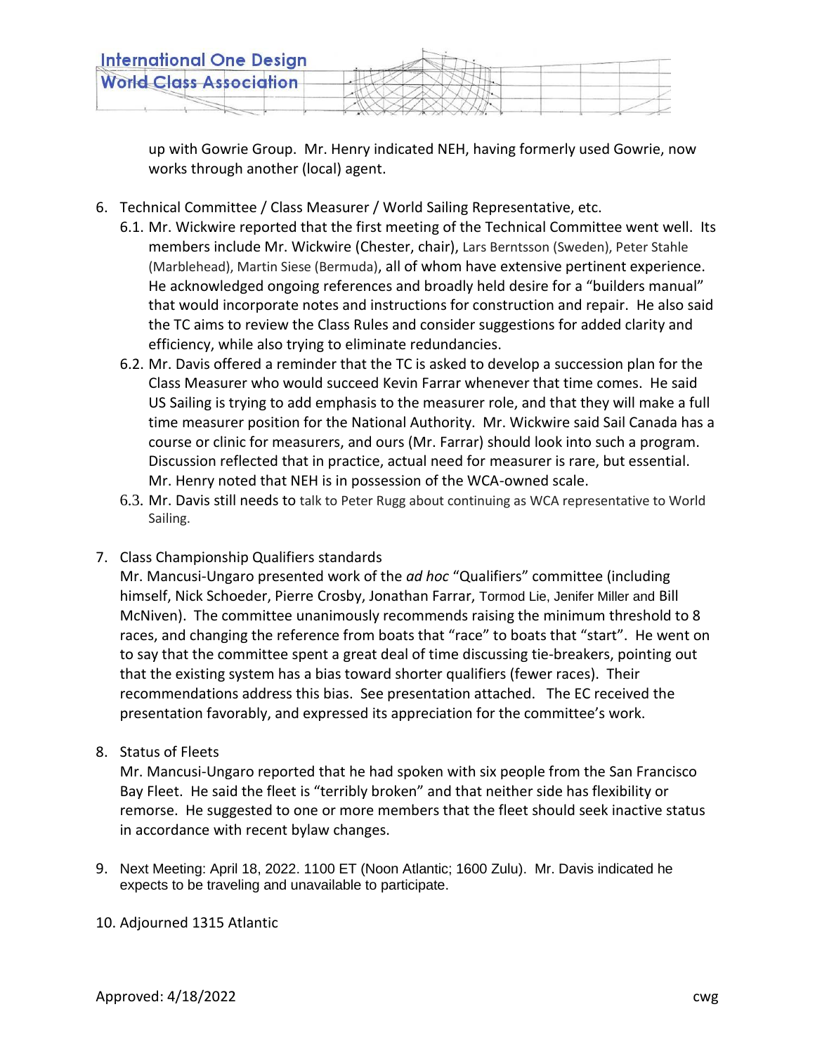up with Gowrie Group. Mr. Henry indicated NEH, having formerly used Gowrie, now works through another (local) agent.

6. Technical Committee / Class Measurer / World Sailing Representative, etc.
   6.1. Mr. Wickwire reported that the first meeting of the Technical Committee went well. Its members include Mr. Wickwire (Chester, chair), Lars Berntsson (Sweden), Peter Stahle (Marblehead), Martin Siese (Bermuda), all of whom have extensive pertinent experience. He acknowledged ongoing references and broadly held desire for a "builders manual" that would incorporate notes and instructions for construction and repair. He also said the TC aims to review the Class Rules and consider suggestions for added clarity and efficiency, while also trying to eliminate redundancies.
   6.2. Mr. Davis offered a reminder that the TC is asked to develop a succession plan for the Class Measurer who would succeed Kevin Farrar whenever that time comes. He said US Sailing is trying to add emphasis to the measurer role, and that they will make a full time measurer position for the National Authority. Mr. Wickwire said Sail Canada has a course or clinic for measurers, and ours (Mr. Farrar) should look into such a program. Discussion reflected that in practice, actual need for measurer is rare, but essential. Mr. Henry noted that NEH is in possession of the WCA-owned scale.
   6.3. Mr. Davis still needs to talk to Peter Rugg about continuing as WCA representative to World Sailing.

7. Class Championship Qualifiers standards
   Mr. Mancusi-Ungaro presented work of the *ad hoc* "Qualifiers" committee (including himself, Nick Schoeder, Pierre Crosby, Jonathan Farrar, Tormod Lie, Jenifer Miller and Bill McNiven). The committee unanimously recommends raising the minimum threshold to 8 races, and changing the reference from boats that "race" to boats that "start". He went on to say that the committee spent a great deal of time discussing tie-breakers, pointing out that the existing system has a bias toward shorter qualifiers (fewer races). Their recommendations address this bias. See presentation attached. The EC received the presentation favorably, and expressed its appreciation for the committee's work.

8. Status of Fleets
   Mr. Mancusi-Ungaro reported that he had spoken with six people from the San Francisco Bay Fleet. He said the fleet is "terribly broken" and that neither side has flexibility or remorse. He suggested to one or more members that the fleet should seek inactive status in accordance with recent bylaw changes.

9. Next Meeting: April 18, 2022. 1100 ET (Noon Atlantic; 1600 Zulu). Mr. Davis indicated he expects to be traveling and unavailable to participate.

10. Adjourned 1315 Atlantic

Approved: 4/18/2022 cwg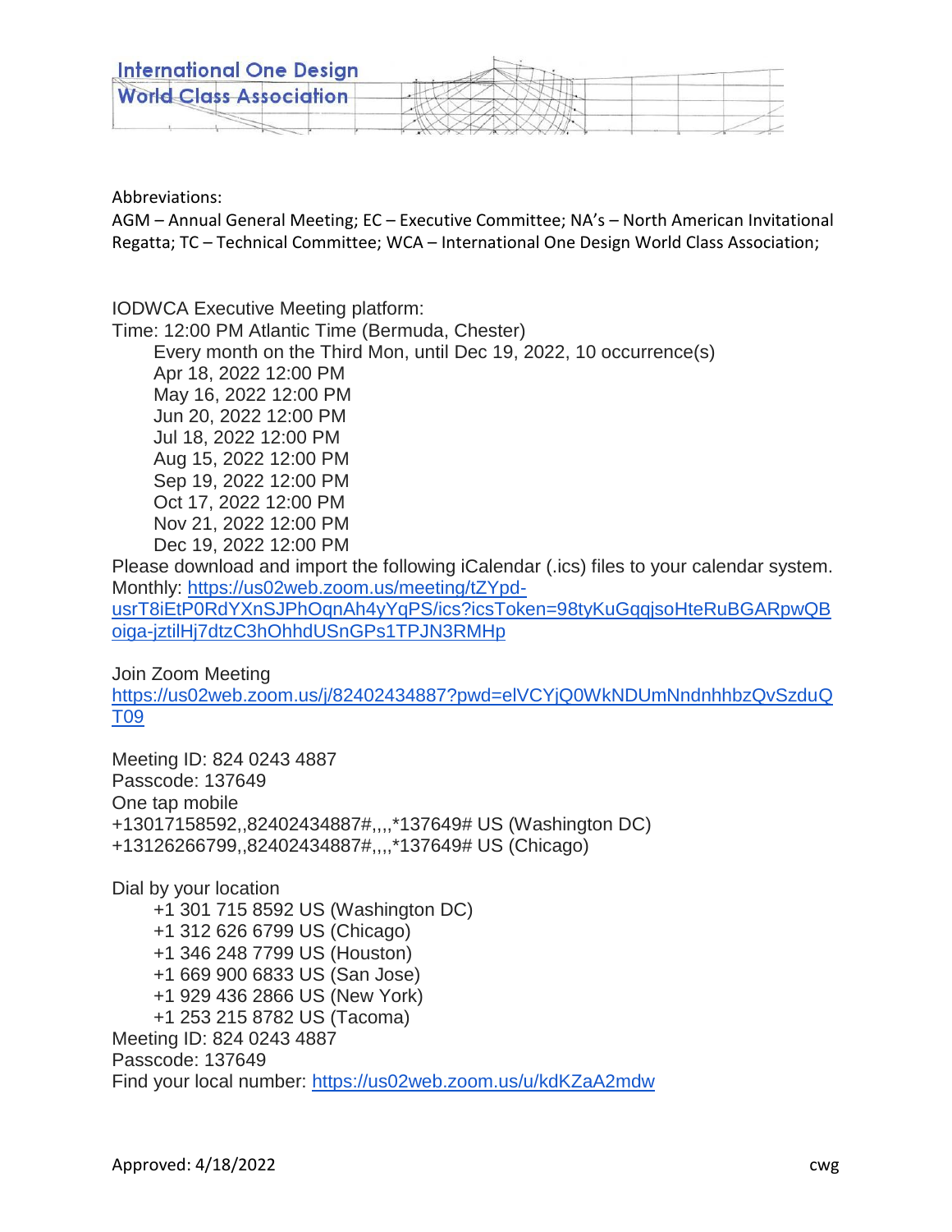Abbreviations:

AGM – Annual General Meeting; EC – Executive Committee; NA's – North American Invitational Regatta; TC – Technical Committee; WCA – International One Design World Class Association;

IODWCA Executive Meeting platform:

Time: 12:00 PM Atlantic Time (Bermuda, Chester)

Every month on the Third Mon, until Dec 19, 2022, 10 occurrence(s)
Apr 18, 2022 12:00 PM
May 16, 2022 12:00 PM
Jun 20, 2022 12:00 PM
Jul 18, 2022 12:00 PM
Aug 15, 2022 12:00 PM
Sep 19, 2022 12:00 PM
Oct 17, 2022 12:00 PM
Nov 21, 2022 12:00 PM
Dec 19, 2022 12:00 PM

Please download and import the following iCalendar (.ics) files to your calendar system.
Monthly: https://us02web.zoom.us/meeting/tZYpd-usrT8iEtP0RdYXnSJPhOqnAh4yYqPS/ics?icsToken=98tyKuGqqjsoHteRuBGARpwQBoiga-jztilHj7dtzC3hOhhdUSnGPs1TPJN3RMHp

Join Zoom Meeting
https://us02web.zoom.us/j/82402434887?pwd=elVCYjQ0WkNDUmNndnhhbzQvSzduQT09

Meeting ID: 824 0243 4887
Passcode: 137649
One tap mobile
+13017158592,,82402434887#,,,,*137649# US (Washington DC)
+13126266799,,82402434887#,,,,*137649# US (Chicago)

Dial by your location
+1 301 715 8592 US (Washington DC)
+1 312 626 6799 US (Chicago)
+1 346 248 7799 US (Houston)
+1 669 900 6833 US (San Jose)
+1 929 436 2866 US (New York)
+1 253 215 8782 US (Tacoma)
Meeting ID: 824 0243 4887
Passcode: 137649
Find your local number: https://us02web.zoom.us/u/kdKZaA2mdw

Approved: 4/18/2022 cwg